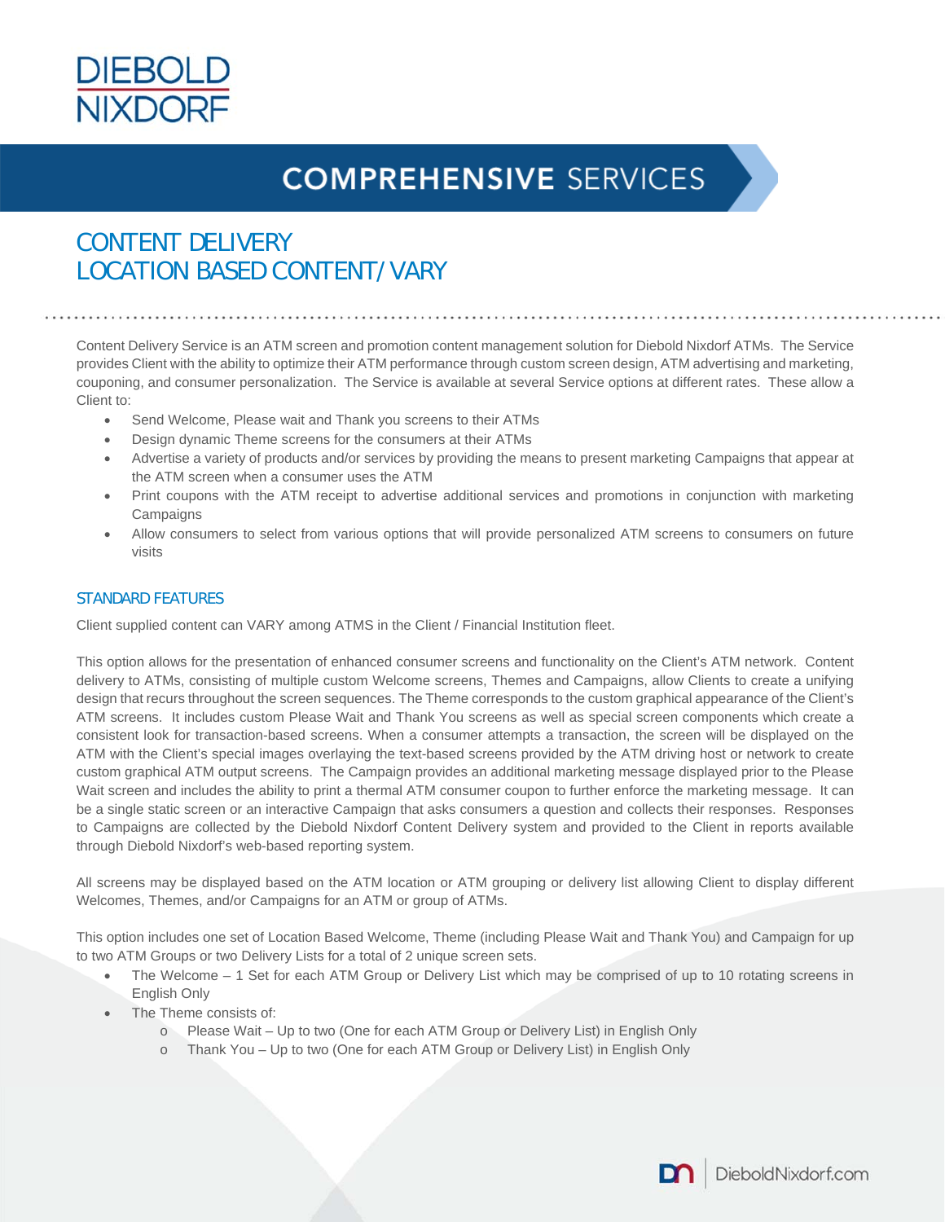# COMPREHENSIVE SERVICES

## CONTENT DELIVERY
## LOCATION BASED CONTENT/ VARY

Content Delivery Service is an ATM screen and promotion content management solution for Diebold Nixdorf ATMs. The Service provides Client with the ability to optimize their ATM performance through custom screen design, ATM advertising and marketing, couponing, and consumer personalization. The Service is available at several Service options at different rates. These allow a Client to:

- Send Welcome, Please wait and Thank you screens to their ATMs
- Design dynamic Theme screens for the consumers at their ATMs
- Advertise a variety of products and/or services by providing the means to present marketing Campaigns that appear at the ATM screen when a consumer uses the ATM
- Print coupons with the ATM receipt to advertise additional services and promotions in conjunction with marketing Campaigns
- Allow consumers to select from various options that will provide personalized ATM screens to consumers on future visits

### STANDARD FEATURES

Client supplied content can VARY among ATMS in the Client / Financial Institution fleet.

This option allows for the presentation of enhanced consumer screens and functionality on the Client's ATM network. Content delivery to ATMs, consisting of multiple custom Welcome screens, Themes and Campaigns, allow Clients to create a unifying design that recurs throughout the screen sequences. The Theme corresponds to the custom graphical appearance of the Client's ATM screens. It includes custom Please Wait and Thank You screens as well as special screen components which create a consistent look for transaction-based screens. When a consumer attempts a transaction, the screen will be displayed on the ATM with the Client's special images overlaying the text-based screens provided by the ATM driving host or network to create custom graphical ATM output screens. The Campaign provides an additional marketing message displayed prior to the Please Wait screen and includes the ability to print a thermal ATM consumer coupon to further enforce the marketing message. It can be a single static screen or an interactive Campaign that asks consumers a question and collects their responses. Responses to Campaigns are collected by the Diebold Nixdorf Content Delivery system and provided to the Client in reports available through Diebold Nixdorf's web-based reporting system.

All screens may be displayed based on the ATM location or ATM grouping or delivery list allowing Client to display different Welcomes, Themes, and/or Campaigns for an ATM or group of ATMs.

This option includes one set of Location Based Welcome, Theme (including Please Wait and Thank You) and Campaign for up to two ATM Groups or two Delivery Lists for a total of 2 unique screen sets.

- The Welcome – 1 Set for each ATM Group or Delivery List which may be comprised of up to 10 rotating screens in English Only
- The Theme consists of:
  - Please Wait – Up to two (One for each ATM Group or Delivery List) in English Only
  - Thank You – Up to two (One for each ATM Group or Delivery List) in English Only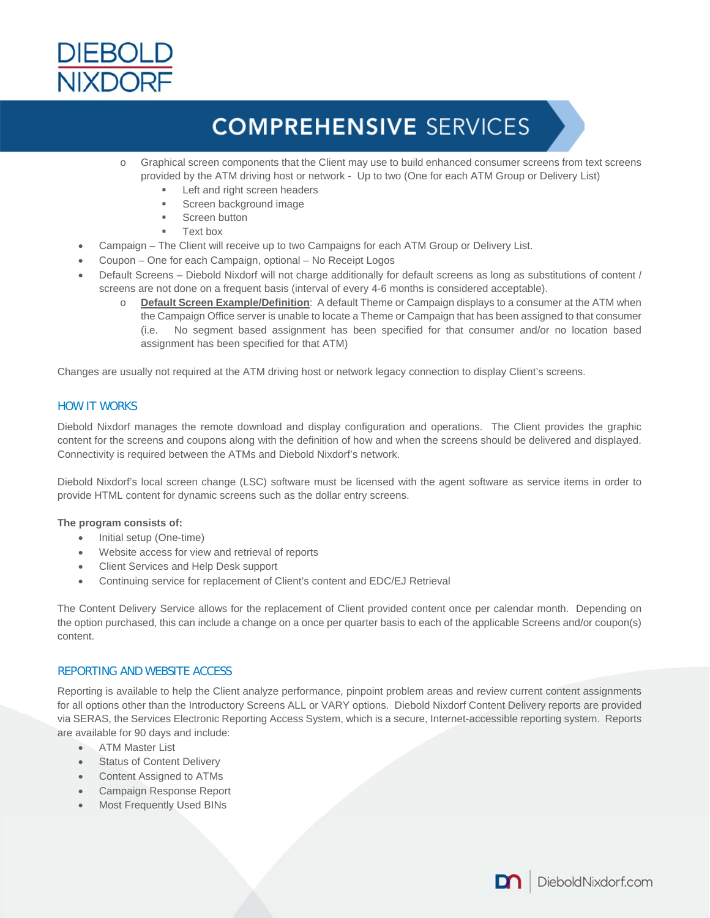- Graphical screen components that the Client may use to build enhanced consumer screens from text screens provided by the ATM driving host or network - Up to two (One for each ATM Group or Delivery List)
     - Left and right screen headers
     - Screen background image
     - Screen button
     - Text box
- Campaign – The Client will receive up to two Campaigns for each ATM Group or Delivery List.
- Coupon – One for each Campaign, optional – No Receipt Logos
- Default Screens – Diebold Nixdorf will not charge additionally for default screens as long as substitutions of content / screens are not done on a frequent basis (interval of every 4-6 months is considered acceptable).
   - **Default Screen Example/Definition**: A default Theme or Campaign displays to a consumer at the ATM when the Campaign Office server is unable to locate a Theme or Campaign that has been assigned to that consumer (i.e. No segment based assignment has been specified for that consumer and/or no location based assignment has been specified for that ATM)

Changes are usually not required at the ATM driving host or network legacy connection to display Client's screens.

## HOW IT WORKS

Diebold Nixdorf manages the remote download and display configuration and operations. The Client provides the graphic content for the screens and coupons along with the definition of how and when the screens should be delivered and displayed. Connectivity is required between the ATMs and Diebold Nixdorf's network.

Diebold Nixdorf's local screen change (LSC) software must be licensed with the agent software as service items in order to provide HTML content for dynamic screens such as the dollar entry screens.

**The program consists of:**

- Initial setup (One-time)
- Website access for view and retrieval of reports
- Client Services and Help Desk support
- Continuing service for replacement of Client's content and EDC/EJ Retrieval

The Content Delivery Service allows for the replacement of Client provided content once per calendar month. Depending on the option purchased, this can include a change on a once per quarter basis to each of the applicable Screens and/or coupon(s) content.

## REPORTING AND WEBSITE ACCESS

Reporting is available to help the Client analyze performance, pinpoint problem areas and review current content assignments for all options other than the Introductory Screens ALL or VARY options. Diebold Nixdorf Content Delivery reports are provided via SERAS, the Services Electronic Reporting Access System, which is a secure, Internet-accessible reporting system. Reports are available for 90 days and include:

- ATM Master List
- Status of Content Delivery
- Content Assigned to ATMs
- Campaign Response Report
- Most Frequently Used BINs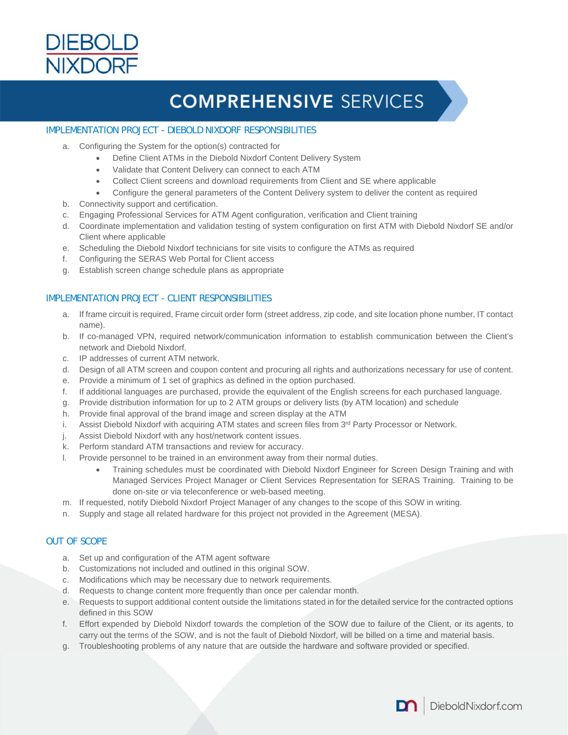## IMPLEMENTATION PROJECT - DIEBOLD NIXDORF RESPONSIBILITIES

a. Configuring the System for the option(s) contracted for
   - Define Client ATMs in the Diebold Nixdorf Content Delivery System
   - Validate that Content Delivery can connect to each ATM
   - Collect Client screens and download requirements from Client and SE where applicable
   - Configure the general parameters of the Content Delivery system to deliver the content as required

b. Connectivity support and certification.

c. Engaging Professional Services for ATM Agent configuration, verification and Client training

d. Coordinate implementation and validation testing of system configuration on first ATM with Diebold Nixdorf SE and/or Client where applicable

e. Scheduling the Diebold Nixdorf technicians for site visits to configure the ATMs as required

f. Configuring the SERAS Web Portal for Client access

g. Establish screen change schedule plans as appropriate

## IMPLEMENTATION PROJECT - CLIENT RESPONSIBILITIES

a. If frame circuit is required, Frame circuit order form (street address, zip code, and site location phone number, IT contact name).

b. If co-managed VPN, required network/communication information to establish communication between the Client's network and Diebold Nixdorf.

c. IP addresses of current ATM network.

d. Design of all ATM screen and coupon content and procuring all rights and authorizations necessary for use of content.

e. Provide a minimum of 1 set of graphics as defined in the option purchased.

f. If additional languages are purchased, provide the equivalent of the English screens for each purchased language.

g. Provide distribution information for up to 2 ATM groups or delivery lists (by ATM location) and schedule

h. Provide final approval of the brand image and screen display at the ATM

i. Assist Diebold Nixdorf with acquiring ATM states and screen files from 3rd Party Processor or Network.

j. Assist Diebold Nixdorf with any host/network content issues.

k. Perform standard ATM transactions and review for accuracy.

l. Provide personnel to be trained in an environment away from their normal duties.
   - Training schedules must be coordinated with Diebold Nixdorf Engineer for Screen Design Training and with Managed Services Project Manager or Client Services Representation for SERAS Training. Training to be done on-site or via teleconference or web-based meeting.

m. If requested, notify Diebold Nixdorf Project Manager of any changes to the scope of this SOW in writing.

n. Supply and stage all related hardware for this project not provided in the Agreement (MESA).

## OUT OF SCOPE

a. Set up and configuration of the ATM agent software

b. Customizations not included and outlined in this original SOW.

c. Modifications which may be necessary due to network requirements.

d. Requests to change content more frequently than once per calendar month.

e. Requests to support additional content outside the limitations stated in for the detailed service for the contracted options defined in this SOW

f. Effort expended by Diebold Nixdorf towards the completion of the SOW due to failure of the Client, or its agents, to carry out the terms of the SOW, and is not the fault of Diebold Nixdorf, will be billed on a time and material basis.

g. Troubleshooting problems of any nature that are outside the hardware and software provided or specified.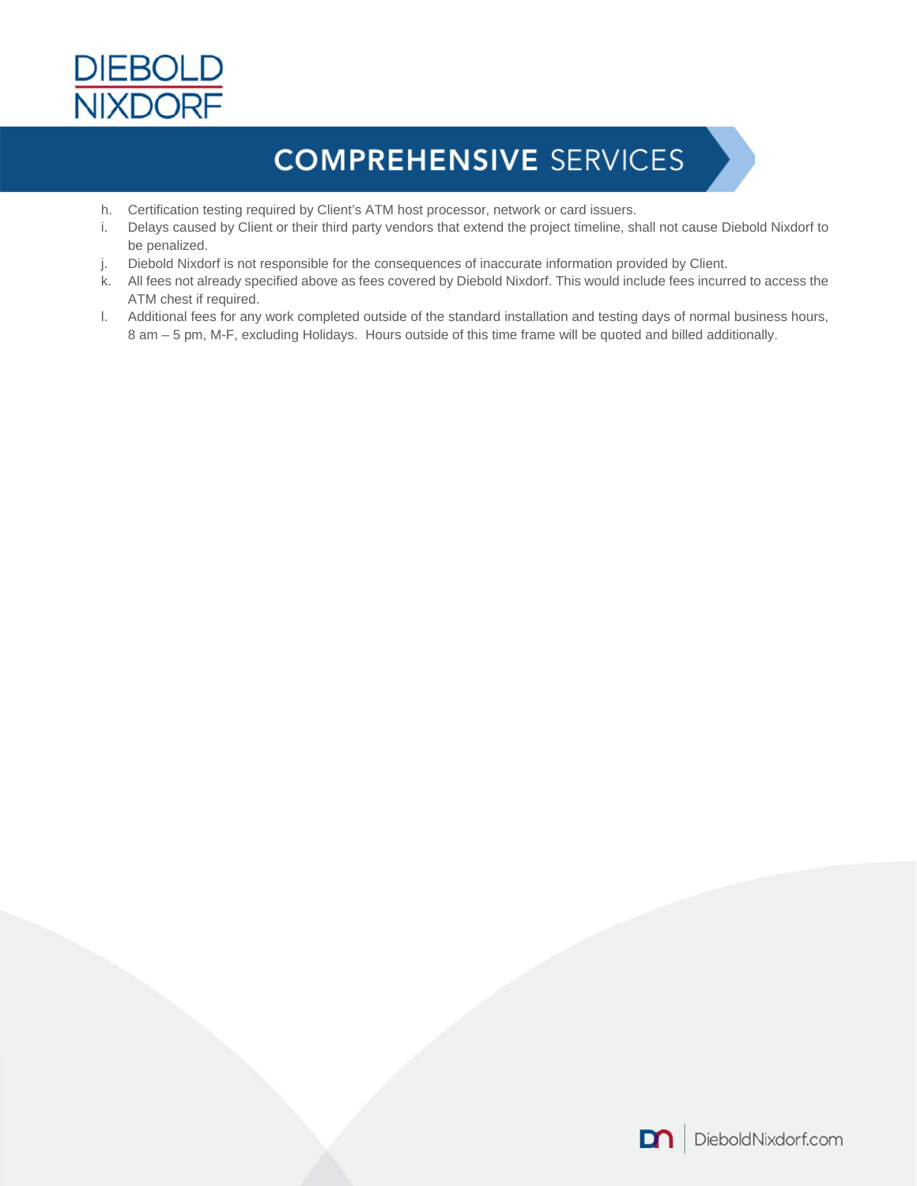h. Certification testing required by Client's ATM host processor, network or card issuers.
i. Delays caused by Client or their third party vendors that extend the project timeline, shall not cause Diebold Nixdorf to be penalized.
j. Diebold Nixdorf is not responsible for the consequences of inaccurate information provided by Client.
k. All fees not already specified above as fees covered by Diebold Nixdorf. This would include fees incurred to access the ATM chest if required.
l. Additional fees for any work completed outside of the standard installation and testing days of normal business hours, 8 am – 5 pm, M-F, excluding Holidays. Hours outside of this time frame will be quoted and billed additionally.